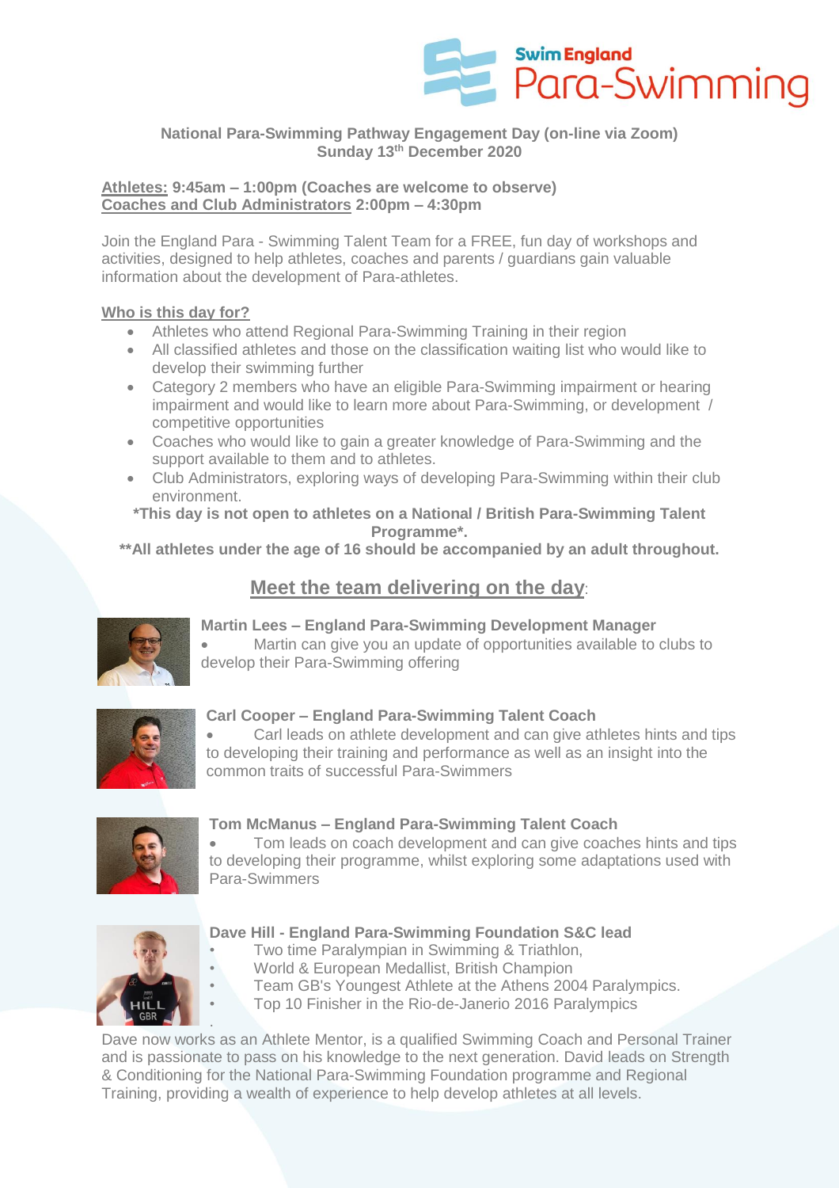**Swim England Para-Swimming**

**National Para-Swimming Pathway Engagement Day (on-line via Zoom)**
**Sunday 13th December 2020**

**Athletes:** **9:45am – 1:00pm (Coaches are welcome to observe)**
**Coaches and Club Administrators** **2:00pm – 4:30pm**

Join the England Para - Swimming Talent Team for a FREE, fun day of workshops and activities, designed to help athletes, coaches and parents / guardians gain valuable information about the development of Para-athletes.

**Who is this day for?**

- Athletes who attend Regional Para-Swimming Training in their region
- All classified athletes and those on the classification waiting list who would like to develop their swimming further
- Category 2 members who have an eligible Para-Swimming impairment or hearing impairment and would like to learn more about Para-Swimming, or development / competitive opportunities
- Coaches who would like to gain a greater knowledge of Para-Swimming and the support available to them and to athletes.
- Club Administrators, exploring ways of developing Para-Swimming within their club environment.

**\*This day is not open to athletes on a National / British Para-Swimming Talent Programme\*.**

**\*\*All athletes under the age of 16 should be accompanied by an adult throughout.**

## Meet the team delivering on the day:

**Martin Lees – England Para-Swimming Development Manager**

- Martin can give you an update of opportunities available to clubs to develop their Para-Swimming offering

**Carl Cooper – England Para-Swimming Talent Coach**

- Carl leads on athlete development and can give athletes hints and tips to developing their training and performance as well as an insight into the common traits of successful Para-Swimmers

**Tom McManus – England Para-Swimming Talent Coach**

- Tom leads on coach development and can give coaches hints and tips to developing their programme, whilst exploring some adaptations used with Para-Swimmers

**Dave Hill - England Para-Swimming Foundation S&C lead**

- Two time Paralympian in Swimming & Triathlon,
- World & European Medallist, British Champion
- Team GB's Youngest Athlete at the Athens 2004 Paralympics.
- Top 10 Finisher in the Rio-de-Janerio 2016 Paralympics

Dave now works as an Athlete Mentor, is a qualified Swimming Coach and Personal Trainer and is passionate to pass on his knowledge to the next generation. David leads on Strength & Conditioning for the National Para-Swimming Foundation programme and Regional Training, providing a wealth of experience to help develop athletes at all levels.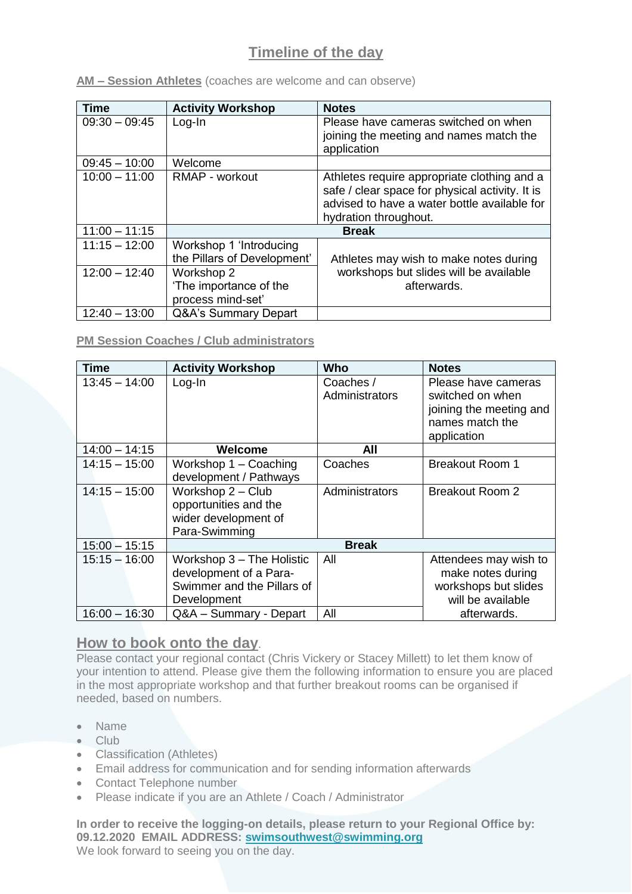## Timeline of the day

**AM – Session Athletes** (coaches are welcome and can observe)

| Time | Activity Workshop | Notes |
|---|---|---|
| 09:30 – 09:45 | Log-In | Please have cameras switched on when joining the meeting and names match the application |
| 09:45 – 10:00 | Welcome | |
| 10:00 – 11:00 | RMAP - workout | Athletes require appropriate clothing and a safe / clear space for physical activity. It is advised to have a water bottle available for hydration throughout. |
| 11:00 – 11:15 | **Break** | |
| 11:15 – 12:00 | Workshop 1 'Introducing the Pillars of Development' | Athletes may wish to make notes during workshops but slides will be available afterwards. |
| 12:00 – 12:40 | Workshop 2 'The importance of the process mind-set' | |
| 12:40 – 13:00 | Q&A's Summary Depart | |

**PM Session Coaches / Club administrators**

| Time | Activity Workshop | Who | Notes |
|---|---|---|---|
| 13:45 – 14:00 | Log-In | Coaches / Administrators | Please have cameras switched on when joining the meeting and names match the application |
| 14:00 – 14:15 | **Welcome** | **All** | |
| 14:15 – 15:00 | Workshop 1 – Coaching development / Pathways | Coaches | Breakout Room 1 |
| 14:15 – 15:00 | Workshop 2 – Club opportunities and the wider development of Para-Swimming | Administrators | Breakout Room 2 |
| 15:00 – 15:15 | **Break** | | |
| 15:15 – 16:00 | Workshop 3 – The Holistic development of a Para-Swimmer and the Pillars of Development | All | Attendees may wish to make notes during workshops but slides will be available afterwards. |
| 16:00 – 16:30 | Q&A – Summary - Depart | All | |

## How to book onto the day.

Please contact your regional contact (Chris Vickery or Stacey Millett) to let them know of your intention to attend. Please give them the following information to ensure you are placed in the most appropriate workshop and that further breakout rooms can be organised if needed, based on numbers.

- Name
- Club
- Classification (Athletes)
- Email address for communication and for sending information afterwards
- Contact Telephone number
- Please indicate if you are an Athlete / Coach / Administrator

**In order to receive the logging-on details, please return to your Regional Office by: 09.12.2020 EMAIL ADDRESS: swimsouthwest@swimming.org**

We look forward to seeing you on the day.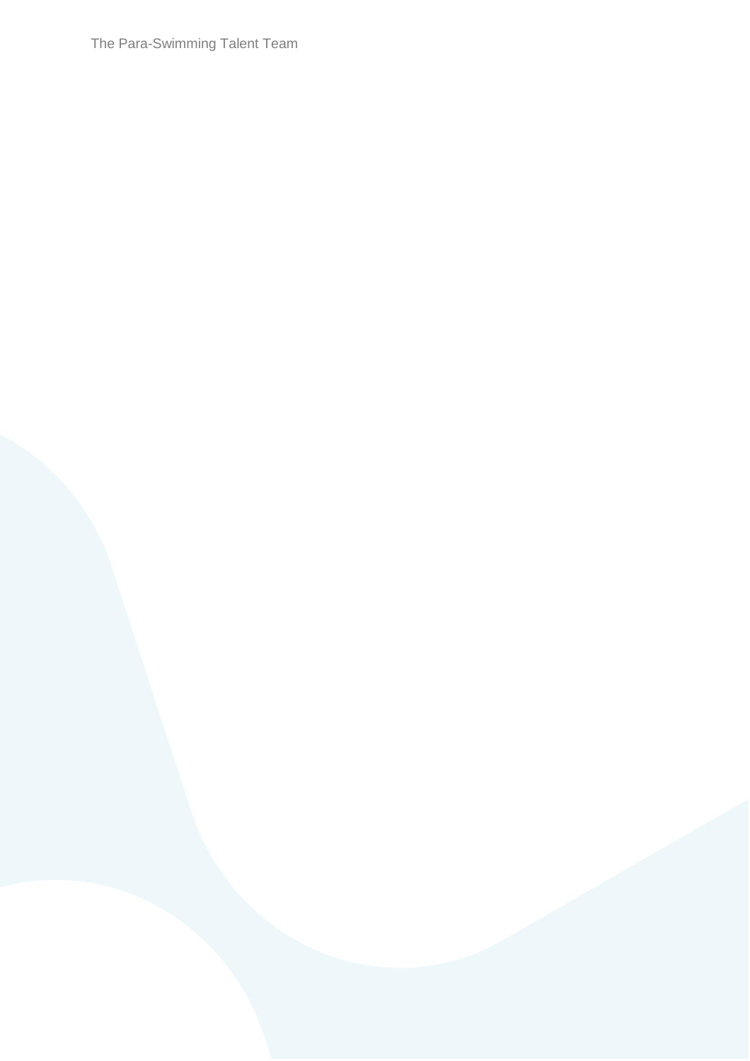The Para-Swimming Talent Team